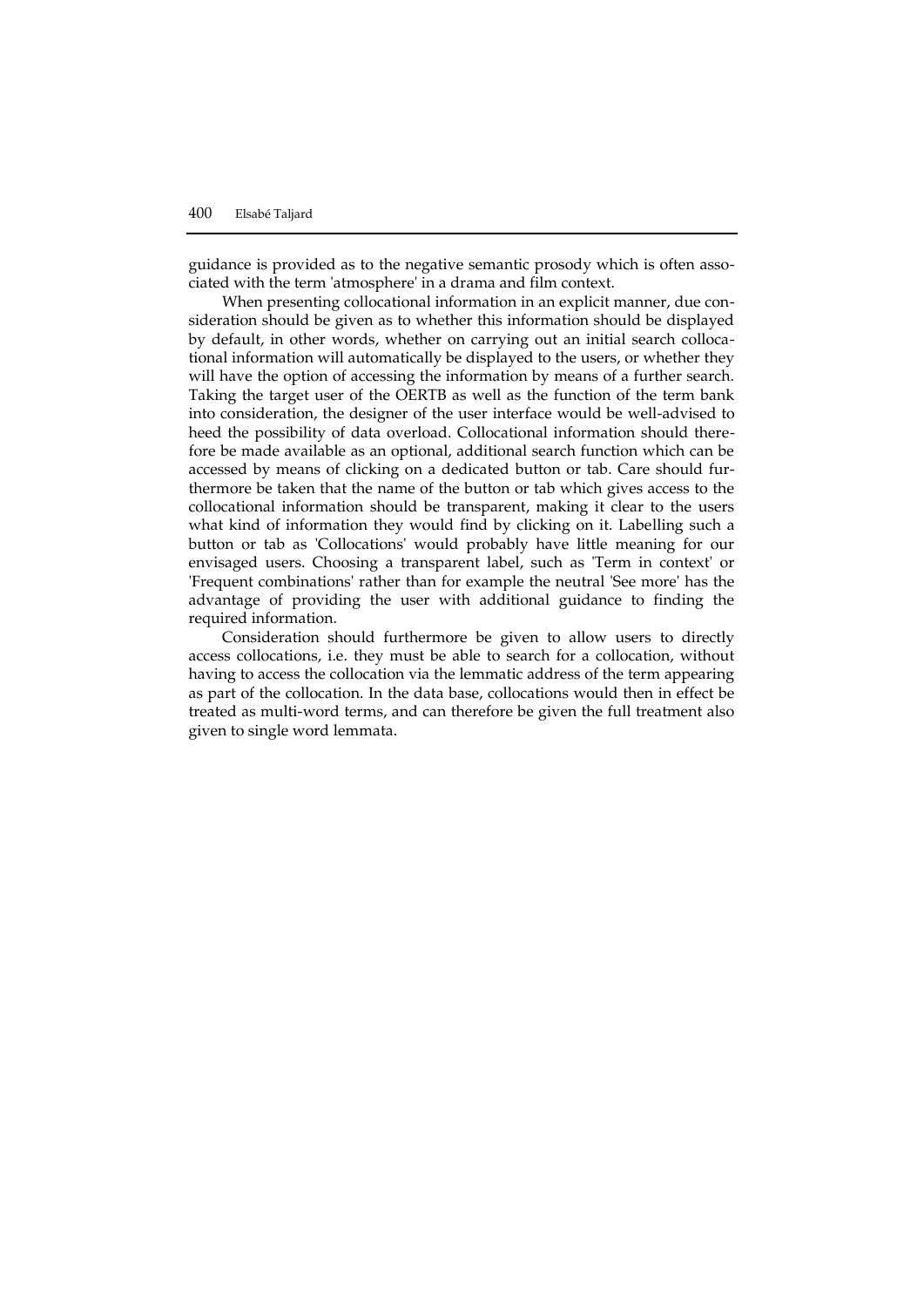guidance is provided as to the negative semantic prosody which is often associated with the term 'atmosphere' in a drama and film context.

When presenting collocational information in an explicit manner, due consideration should be given as to whether this information should be displayed by default, in other words, whether on carrying out an initial search collocational information will automatically be displayed to the users, or whether they will have the option of accessing the information by means of a further search. Taking the target user of the OERTB as well as the function of the term bank into consideration, the designer of the user interface would be well-advised to heed the possibility of data overload. Collocational information should therefore be made available as an optional, additional search function which can be accessed by means of clicking on a dedicated button or tab. Care should furthermore be taken that the name of the button or tab which gives access to the collocational information should be transparent, making it clear to the users what kind of information they would find by clicking on it. Labelling such a button or tab as 'Collocations' would probably have little meaning for our envisaged users. Choosing a transparent label, such as 'Term in context' or 'Frequent combinations' rather than for example the neutral 'See more' has the advantage of providing the user with additional guidance to finding the required information.

Consideration should furthermore be given to allow users to directly access collocations, i.e. they must be able to search for a collocation, without having to access the collocation via the lemmatic address of the term appearing as part of the collocation. In the data base, collocations would then in effect be treated as multi-word terms, and can therefore be given the full treatment also given to single word lemmata.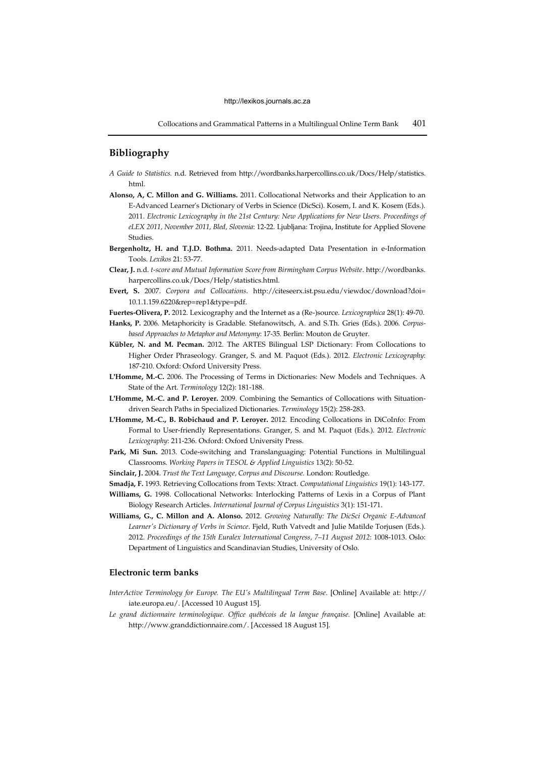## Bibliography

*A Guide to Statistics.* n.d. Retrieved from http://wordbanks.harpercollins.co.uk/Docs/Help/statistics.html.

**Alonso, A, C. Millon and G. Williams.** 2011. Collocational Networks and their Application to an E-Advanced Learner's Dictionary of Verbs in Science (DicSci). Kosem, I. and K. Kosem (Eds.). 2011. *Electronic Lexicography in the 21st Century: New Applications for New Users. Proceedings of eLEX 2011, November 2011, Bled, Slovenia*: 12-22. Ljubljana: Trojina, Institute for Applied Slovene Studies.

**Bergenholtz, H. and T.J.D. Bothma.** 2011. Needs-adapted Data Presentation in e-Information Tools. *Lexikos* 21: 53-77.

**Clear, J.** n.d. *t-score and Mutual Information Score from Birmingham Corpus Website*. http://wordbanks.harpercollins.co.uk/Docs/Help/statistics.html.

**Evert, S.** 2007. *Corpora and Collocations*. http://citeseerx.ist.psu.edu/viewdoc/download?doi=10.1.1.159.6220&rep=rep1&type=pdf.

**Fuertes-Olivera, P.** 2012. Lexicography and the Internet as a (Re-)source. *Lexicographica* 28(1): 49-70.

**Hanks, P.** 2006. Metaphoricity is Gradable. Stefanowitsch, A. and S.Th. Gries (Eds.). 2006. *Corpus-based Approaches to Metaphor and Metonymy*: 17-35. Berlin: Mouton de Gruyter.

**Kübler, N. and M. Pecman.** 2012. The ARTES Bilingual LSP Dictionary: From Collocations to Higher Order Phraseology. Granger, S. and M. Paquot (Eds.). 2012. *Electronic Lexicography*: 187-210. Oxford: Oxford University Press.

**L'Homme, M.-C.** 2006. The Processing of Terms in Dictionaries: New Models and Techniques. A State of the Art. *Terminology* 12(2): 181-188.

**L'Homme, M.-C. and P. Leroyer.** 2009. Combining the Semantics of Collocations with Situation-driven Search Paths in Specialized Dictionaries. *Terminology* 15(2): 258-283.

**L'Homme, M.-C., B. Robichaud and P. Leroyer.** 2012. Encoding Collocations in DiCoInfo: From Formal to User-friendly Representations. Granger, S. and M. Paquot (Eds.). 2012. *Electronic Lexicography*: 211-236. Oxford: Oxford University Press.

**Park, Mi Sun.** 2013. Code-switching and Translanguaging: Potential Functions in Multilingual Classrooms. *Working Papers in TESOL & Applied Linguistics* 13(2): 50-52.

**Sinclair, J.** 2004. *Trust the Text Language, Corpus and Discourse.* London: Routledge.

**Smadja, F.** 1993. Retrieving Collocations from Texts: Xtract. *Computational Linguistics* 19(1): 143-177.

**Williams, G.** 1998. Collocational Networks: Interlocking Patterns of Lexis in a Corpus of Plant Biology Research Articles. *International Journal of Corpus Linguistics* 3(1): 151-171.

**Williams, G., C. Millon and A. Alonso.** 2012. *Growing Naturally: The DicSci Organic E-Advanced Learner's Dictionary of Verbs in Science*. Fjeld, Ruth Vatvedt and Julie Matilde Torjusen (Eds.). 2012. *Proceedings of the 15th Euralex International Congress, 7–11 August 2012*: 1008-1013. Oslo: Department of Linguistics and Scandinavian Studies, University of Oslo.

### Electronic term banks

*InterActive Terminology for Europe. The EU's Multilingual Term Base*. [Online] Available at: http://iate.europa.eu/. [Accessed 10 August 15].

*Le grand dictionnaire terminologique. Office québécois de la langue française.* [Online] Available at: http://www.granddictionnaire.com/. [Accessed 18 August 15].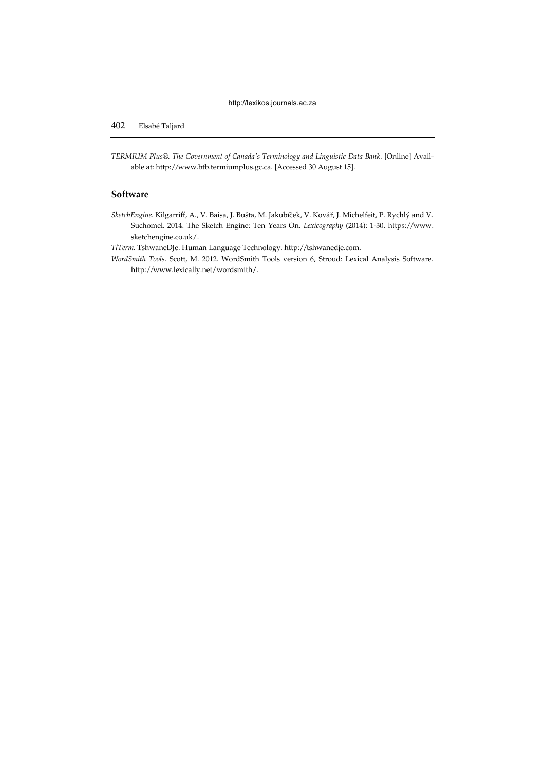*TERMIUM Plus®. The Government of Canada's Terminology and Linguistic Data Bank.* [Online] Available at: http://www.btb.termiumplus.gc.ca. [Accessed 30 August 15].

## Software

*SketchEngine.* Kilgarriff, A., V. Baisa, J. Bušta, M. Jakubíček, V. Kovář, J. Michelfeit, P. Rychlý and V. Suchomel. 2014. The Sketch Engine: Ten Years On. *Lexicography* (2014): 1-30. https://www.sketchengine.co.uk/.

*TlTerm.* TshwaneDJe. Human Language Technology. http://tshwanedje.com.

*WordSmith Tools.* Scott, M. 2012. WordSmith Tools version 6, Stroud: Lexical Analysis Software. http://www.lexically.net/wordsmith/.